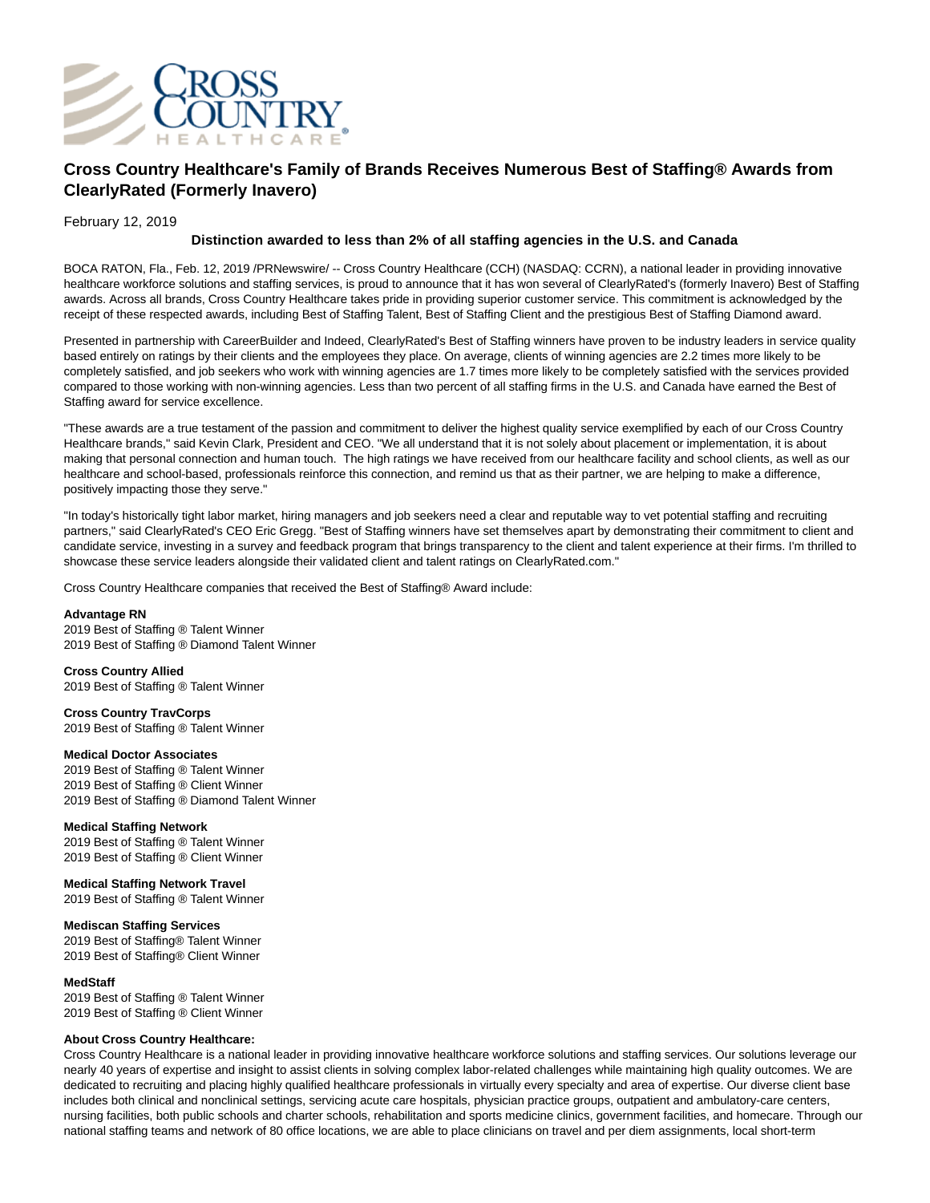# Cross Country Healthcare's Family of Brands Receives Numerous Best of Staffing® Awards from ClearlyRated (Formerly Inavero)

February 12, 2019

**Distinction awarded to less than 2% of all staffing agencies in the U.S. and Canada**

BOCA RATON, Fla., Feb. 12, 2019 /PRNewswire/ -- Cross Country Healthcare (CCH) (NASDAQ: CCRN), a national leader in providing innovative healthcare workforce solutions and staffing services, is proud to announce that it has won several of ClearlyRated's (formerly Inavero) Best of Staffing awards. Across all brands, Cross Country Healthcare takes pride in providing superior customer service. This commitment is acknowledged by the receipt of these respected awards, including Best of Staffing Talent, Best of Staffing Client and the prestigious Best of Staffing Diamond award.

Presented in partnership with CareerBuilder and Indeed, ClearlyRated's Best of Staffing winners have proven to be industry leaders in service quality based entirely on ratings by their clients and the employees they place. On average, clients of winning agencies are 2.2 times more likely to be completely satisfied, and job seekers who work with winning agencies are 1.7 times more likely to be completely satisfied with the services provided compared to those working with non-winning agencies. Less than two percent of all staffing firms in the U.S. and Canada have earned the Best of Staffing award for service excellence.

"These awards are a true testament of the passion and commitment to deliver the highest quality service exemplified by each of our Cross Country Healthcare brands," said Kevin Clark, President and CEO. "We all understand that it is not solely about placement or implementation, it is about making that personal connection and human touch. The high ratings we have received from our healthcare facility and school clients, as well as our healthcare and school-based, professionals reinforce this connection, and remind us that as their partner, we are helping to make a difference, positively impacting those they serve."

"In today's historically tight labor market, hiring managers and job seekers need a clear and reputable way to vet potential staffing and recruiting partners," said ClearlyRated's CEO Eric Gregg. "Best of Staffing winners have set themselves apart by demonstrating their commitment to client and candidate service, investing in a survey and feedback program that brings transparency to the client and talent experience at their firms. I'm thrilled to showcase these service leaders alongside their validated client and talent ratings on ClearlyRated.com."

Cross Country Healthcare companies that received the Best of Staffing® Award include:

**Advantage RN**
2019 Best of Staffing ® Talent Winner
2019 Best of Staffing ® Diamond Talent Winner

**Cross Country Allied**
2019 Best of Staffing ® Talent Winner

**Cross Country TravCorps**
2019 Best of Staffing ® Talent Winner

**Medical Doctor Associates**
2019 Best of Staffing ® Talent Winner
2019 Best of Staffing ® Client Winner
2019 Best of Staffing ® Diamond Talent Winner

**Medical Staffing Network**
2019 Best of Staffing ® Talent Winner
2019 Best of Staffing ® Client Winner

**Medical Staffing Network Travel**
2019 Best of Staffing ® Talent Winner

**Mediscan Staffing Services**
2019 Best of Staffing® Talent Winner
2019 Best of Staffing® Client Winner

**MedStaff**
2019 Best of Staffing ® Talent Winner
2019 Best of Staffing ® Client Winner

**About Cross Country Healthcare:**
Cross Country Healthcare is a national leader in providing innovative healthcare workforce solutions and staffing services. Our solutions leverage our nearly 40 years of expertise and insight to assist clients in solving complex labor-related challenges while maintaining high quality outcomes. We are dedicated to recruiting and placing highly qualified healthcare professionals in virtually every specialty and area of expertise. Our diverse client base includes both clinical and nonclinical settings, servicing acute care hospitals, physician practice groups, outpatient and ambulatory-care centers, nursing facilities, both public schools and charter schools, rehabilitation and sports medicine clinics, government facilities, and homecare. Through our national staffing teams and network of 80 office locations, we are able to place clinicians on travel and per diem assignments, local short-term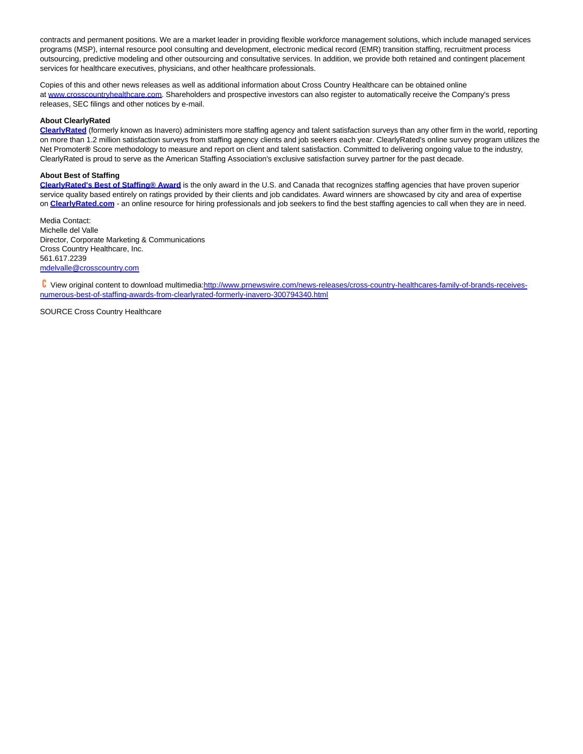contracts and permanent positions. We are a market leader in providing flexible workforce management solutions, which include managed services programs (MSP), internal resource pool consulting and development, electronic medical record (EMR) transition staffing, recruitment process outsourcing, predictive modeling and other outsourcing and consultative services. In addition, we provide both retained and contingent placement services for healthcare executives, physicians, and other healthcare professionals.

Copies of this and other news releases as well as additional information about Cross Country Healthcare can be obtained online at www.crosscountryhealthcare.com. Shareholders and prospective investors can also register to automatically receive the Company's press releases, SEC filings and other notices by e-mail.

**About ClearlyRated**
**ClearlyRated** (formerly known as Inavero) administers more staffing agency and talent satisfaction surveys than any other firm in the world, reporting on more than 1.2 million satisfaction surveys from staffing agency clients and job seekers each year. ClearlyRated's online survey program utilizes the Net Promoter® Score methodology to measure and report on client and talent satisfaction. Committed to delivering ongoing value to the industry, ClearlyRated is proud to serve as the American Staffing Association's exclusive satisfaction survey partner for the past decade.

**About Best of Staffing**
**ClearlyRated's Best of Staffing® Award** is the only award in the U.S. and Canada that recognizes staffing agencies that have proven superior service quality based entirely on ratings provided by their clients and job candidates. Award winners are showcased by city and area of expertise on **ClearlyRated.com** - an online resource for hiring professionals and job seekers to find the best staffing agencies to call when they are in need.

Media Contact:
Michelle del Valle
Director, Corporate Marketing & Communications
Cross Country Healthcare, Inc.
561.617.2239
mdelvalle@crosscountry.com

View original content to download multimedia:http://www.prnewswire.com/news-releases/cross-country-healthcares-family-of-brands-receives-numerous-best-of-staffing-awards-from-clearlyrated-formerly-inavero-300794340.html

SOURCE Cross Country Healthcare